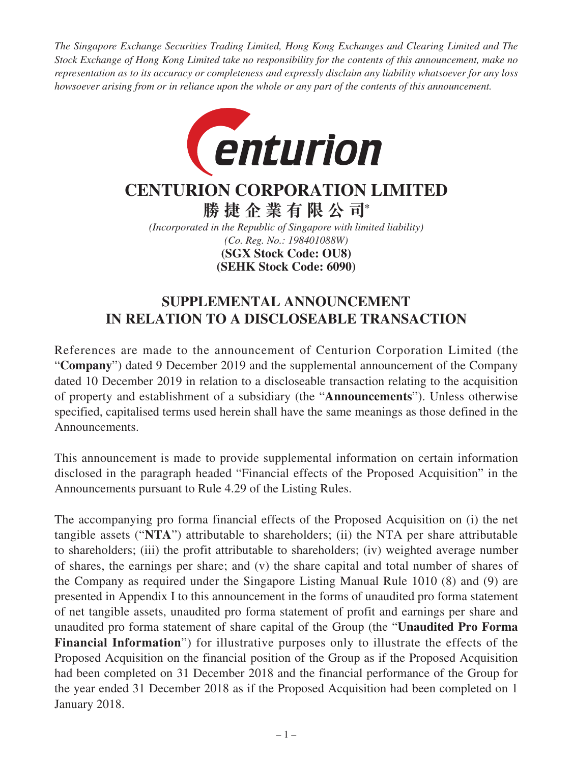*The Singapore Exchange Securities Trading Limited, Hong Kong Exchanges and Clearing Limited and The Stock Exchange of Hong Kong Limited take no responsibility for the contents of this announcement, make no representation as to its accuracy or completeness and expressly disclaim any liability whatsoever for any loss howsoever arising from or in reliance upon the whole or any part of the contents of this announcement.*

# CENTURION CORPORATION LIMITED

# 勝捷企業有限公司*

*(Incorporated in the Republic of Singapore with limited liability)*
*(Co. Reg. No.: 198401088W)*
**(SGX Stock Code: OU8)**
**(SEHK Stock Code: 6090)**

## SUPPLEMENTAL ANNOUNCEMENT IN RELATION TO A DISCLOSEABLE TRANSACTION

References are made to the announcement of Centurion Corporation Limited (the "**Company**") dated 9 December 2019 and the supplemental announcement of the Company dated 10 December 2019 in relation to a discloseable transaction relating to the acquisition of property and establishment of a subsidiary (the "**Announcements**"). Unless otherwise specified, capitalised terms used herein shall have the same meanings as those defined in the Announcements.

This announcement is made to provide supplemental information on certain information disclosed in the paragraph headed "Financial effects of the Proposed Acquisition" in the Announcements pursuant to Rule 4.29 of the Listing Rules.

The accompanying pro forma financial effects of the Proposed Acquisition on (i) the net tangible assets ("**NTA**") attributable to shareholders; (ii) the NTA per share attributable to shareholders; (iii) the profit attributable to shareholders; (iv) weighted average number of shares, the earnings per share; and (v) the share capital and total number of shares of the Company as required under the Singapore Listing Manual Rule 1010 (8) and (9) are presented in Appendix I to this announcement in the forms of unaudited pro forma statement of net tangible assets, unaudited pro forma statement of profit and earnings per share and unaudited pro forma statement of share capital of the Group (the "**Unaudited Pro Forma Financial Information**") for illustrative purposes only to illustrate the effects of the Proposed Acquisition on the financial position of the Group as if the Proposed Acquisition had been completed on 31 December 2018 and the financial performance of the Group for the year ended 31 December 2018 as if the Proposed Acquisition had been completed on 1 January 2018.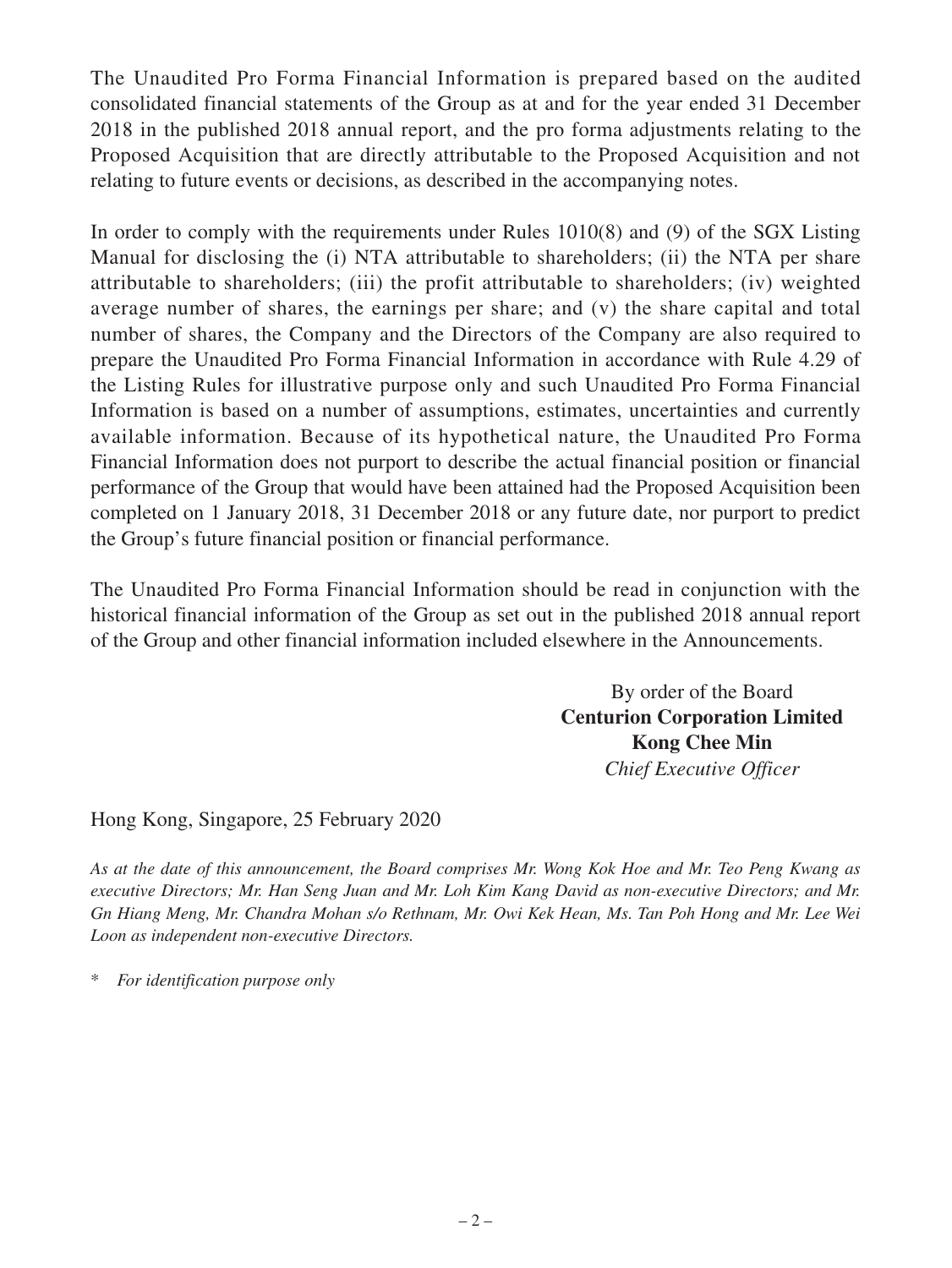The Unaudited Pro Forma Financial Information is prepared based on the audited consolidated financial statements of the Group as at and for the year ended 31 December 2018 in the published 2018 annual report, and the pro forma adjustments relating to the Proposed Acquisition that are directly attributable to the Proposed Acquisition and not relating to future events or decisions, as described in the accompanying notes.

In order to comply with the requirements under Rules 1010(8) and (9) of the SGX Listing Manual for disclosing the (i) NTA attributable to shareholders; (ii) the NTA per share attributable to shareholders; (iii) the profit attributable to shareholders; (iv) weighted average number of shares, the earnings per share; and (v) the share capital and total number of shares, the Company and the Directors of the Company are also required to prepare the Unaudited Pro Forma Financial Information in accordance with Rule 4.29 of the Listing Rules for illustrative purpose only and such Unaudited Pro Forma Financial Information is based on a number of assumptions, estimates, uncertainties and currently available information. Because of its hypothetical nature, the Unaudited Pro Forma Financial Information does not purport to describe the actual financial position or financial performance of the Group that would have been attained had the Proposed Acquisition been completed on 1 January 2018, 31 December 2018 or any future date, nor purport to predict the Group's future financial position or financial performance.

The Unaudited Pro Forma Financial Information should be read in conjunction with the historical financial information of the Group as set out in the published 2018 annual report of the Group and other financial information included elsewhere in the Announcements.

By order of the Board
**Centurion Corporation Limited**
**Kong Chee Min**
*Chief Executive Officer*

Hong Kong, Singapore, 25 February 2020

*As at the date of this announcement, the Board comprises Mr. Wong Kok Hoe and Mr. Teo Peng Kwang as executive Directors; Mr. Han Seng Juan and Mr. Loh Kim Kang David as non-executive Directors; and Mr. Gn Hiang Meng, Mr. Chandra Mohan s/o Rethnam, Mr. Owi Kek Hean, Ms. Tan Poh Hong and Mr. Lee Wei Loon as independent non-executive Directors.*

\* *For identification purpose only*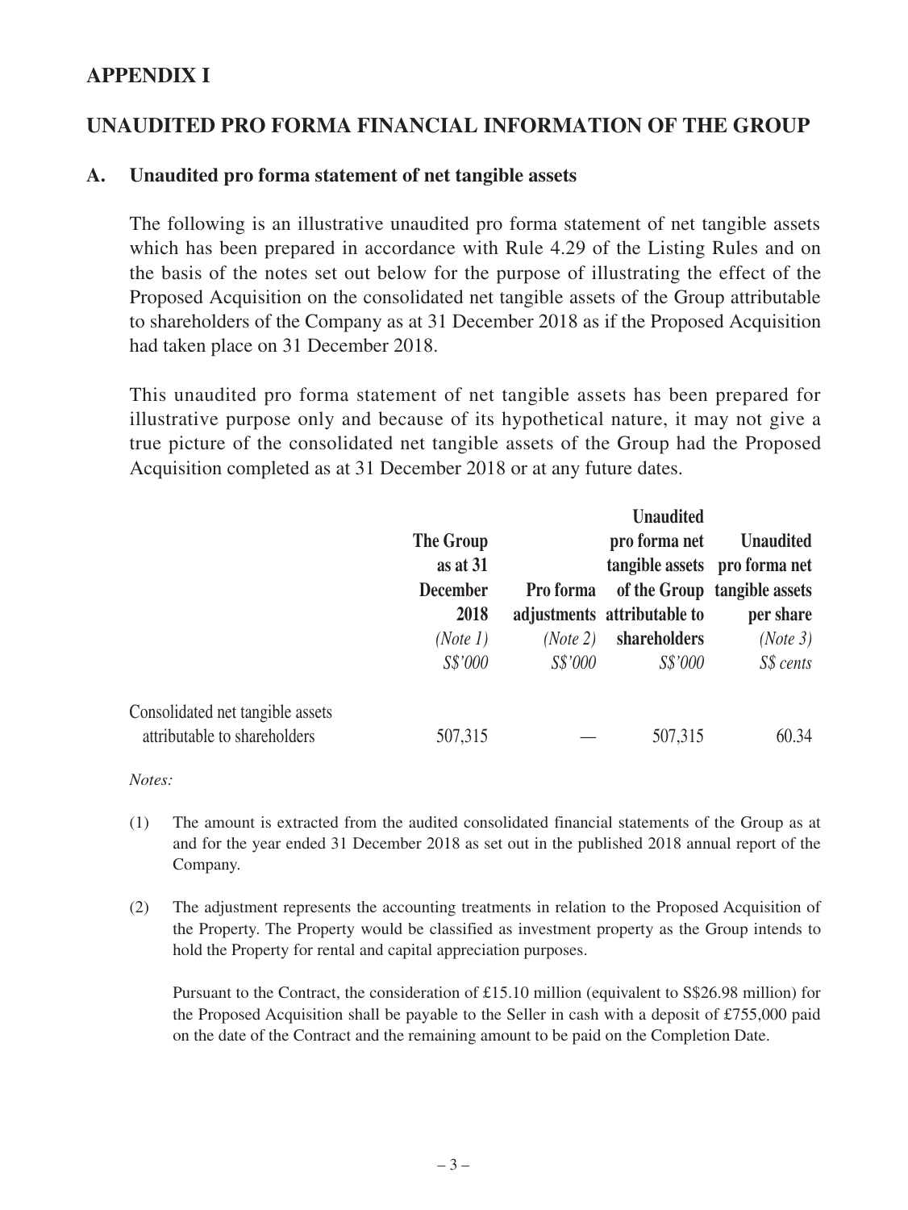# APPENDIX I

# UNAUDITED PRO FORMA FINANCIAL INFORMATION OF THE GROUP

## A. Unaudited pro forma statement of net tangible assets

The following is an illustrative unaudited pro forma statement of net tangible assets which has been prepared in accordance with Rule 4.29 of the Listing Rules and on the basis of the notes set out below for the purpose of illustrating the effect of the Proposed Acquisition on the consolidated net tangible assets of the Group attributable to shareholders of the Company as at 31 December 2018 as if the Proposed Acquisition had taken place on 31 December 2018.

This unaudited pro forma statement of net tangible assets has been prepared for illustrative purpose only and because of its hypothetical nature, it may not give a true picture of the consolidated net tangible assets of the Group had the Proposed Acquisition completed as at 31 December 2018 or at any future dates.

| | **The Group as at 31 December 2018** *(Note 1)* *S$'000* | **Pro forma adjustments** *(Note 2)* *S$'000* | **Unaudited pro forma net tangible assets of the Group attributable to shareholders** *S$'000* | **Unaudited pro forma net tangible assets per share** *(Note 3)* *S$ cents* |
|---|---|---|---|---|
| Consolidated net tangible assets attributable to shareholders | 507,315 | — | 507,315 | 60.34 |

*Notes:*

(1) The amount is extracted from the audited consolidated financial statements of the Group as at and for the year ended 31 December 2018 as set out in the published 2018 annual report of the Company.

(2) The adjustment represents the accounting treatments in relation to the Proposed Acquisition of the Property. The Property would be classified as investment property as the Group intends to hold the Property for rental and capital appreciation purposes.

Pursuant to the Contract, the consideration of £15.10 million (equivalent to S$26.98 million) for the Proposed Acquisition shall be payable to the Seller in cash with a deposit of £755,000 paid on the date of the Contract and the remaining amount to be paid on the Completion Date.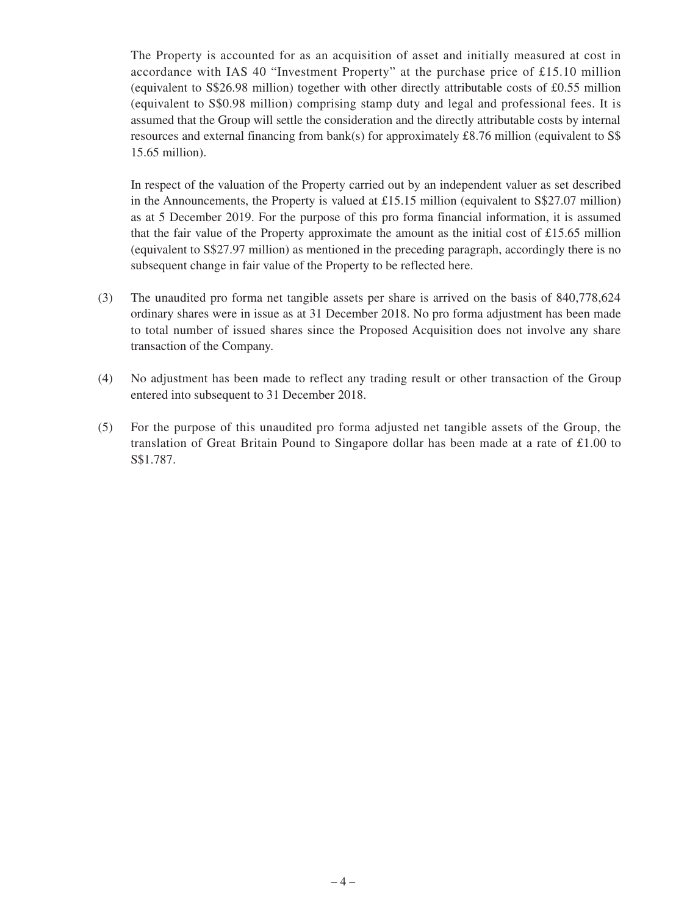The Property is accounted for as an acquisition of asset and initially measured at cost in accordance with IAS 40 "Investment Property" at the purchase price of £15.10 million (equivalent to S$26.98 million) together with other directly attributable costs of £0.55 million (equivalent to S$0.98 million) comprising stamp duty and legal and professional fees. It is assumed that the Group will settle the consideration and the directly attributable costs by internal resources and external financing from bank(s) for approximately £8.76 million (equivalent to S$ 15.65 million).

In respect of the valuation of the Property carried out by an independent valuer as set described in the Announcements, the Property is valued at £15.15 million (equivalent to S$27.07 million) as at 5 December 2019. For the purpose of this pro forma financial information, it is assumed that the fair value of the Property approximate the amount as the initial cost of £15.65 million (equivalent to S$27.97 million) as mentioned in the preceding paragraph, accordingly there is no subsequent change in fair value of the Property to be reflected here.

(3) The unaudited pro forma net tangible assets per share is arrived on the basis of 840,778,624 ordinary shares were in issue as at 31 December 2018. No pro forma adjustment has been made to total number of issued shares since the Proposed Acquisition does not involve any share transaction of the Company.

(4) No adjustment has been made to reflect any trading result or other transaction of the Group entered into subsequent to 31 December 2018.

(5) For the purpose of this unaudited pro forma adjusted net tangible assets of the Group, the translation of Great Britain Pound to Singapore dollar has been made at a rate of £1.00 to S$1.787.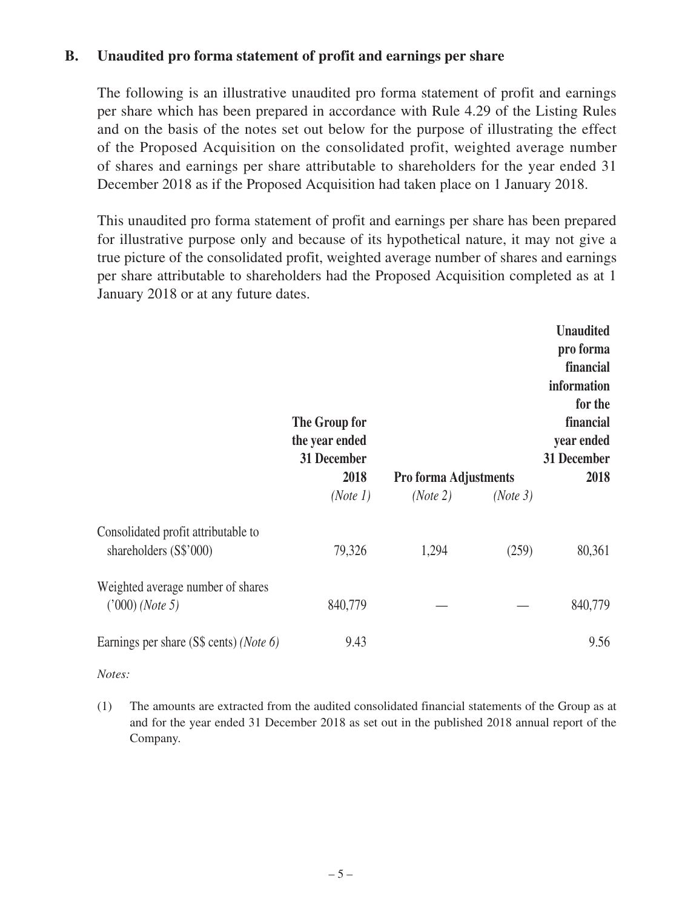## B. Unaudited pro forma statement of profit and earnings per share

The following is an illustrative unaudited pro forma statement of profit and earnings per share which has been prepared in accordance with Rule 4.29 of the Listing Rules and on the basis of the notes set out below for the purpose of illustrating the effect of the Proposed Acquisition on the consolidated profit, weighted average number of shares and earnings per share attributable to shareholders for the year ended 31 December 2018 as if the Proposed Acquisition had taken place on 1 January 2018.

This unaudited pro forma statement of profit and earnings per share has been prepared for illustrative purpose only and because of its hypothetical nature, it may not give a true picture of the consolidated profit, weighted average number of shares and earnings per share attributable to shareholders had the Proposed Acquisition completed as at 1 January 2018 or at any future dates.

| | The Group for the year ended 31 December 2018 | Pro forma Adjustments | | Unaudited pro forma financial information for the financial year ended 31 December 2018 |
|---|---|---|---|---|
| | *(Note 1)* | *(Note 2)* | *(Note 3)* | |
| Consolidated profit attributable to shareholders (S$'000) | 79,326 | 1,294 | (259) | 80,361 |
| Weighted average number of shares ('000) *(Note 5)* | 840,779 | — | — | 840,779 |
| Earnings per share (S$ cents) *(Note 6)* | 9.43 | | | 9.56 |

*Notes:*

(1) The amounts are extracted from the audited consolidated financial statements of the Group as at and for the year ended 31 December 2018 as set out in the published 2018 annual report of the Company.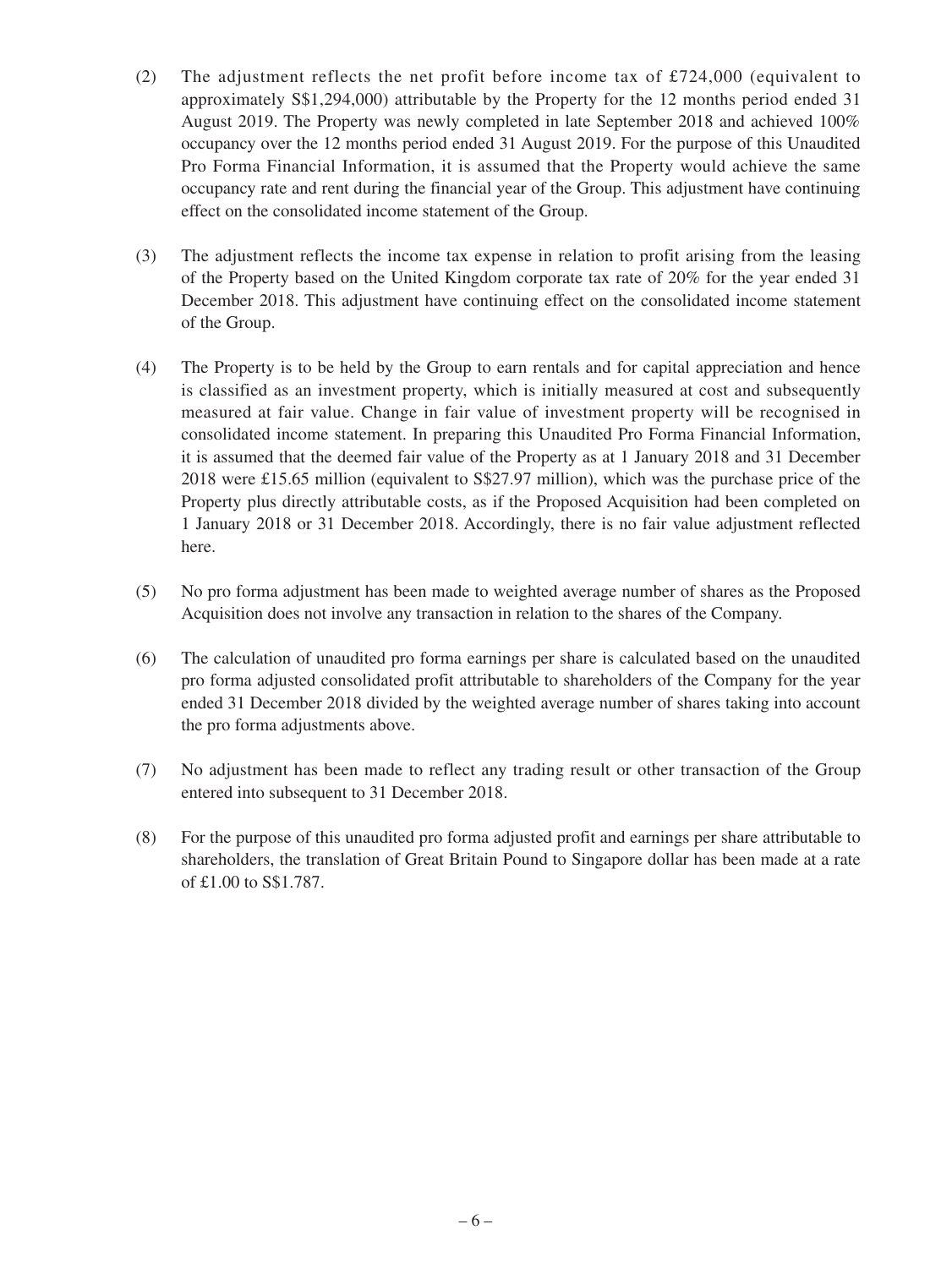(2) The adjustment reflects the net profit before income tax of £724,000 (equivalent to approximately S$1,294,000) attributable by the Property for the 12 months period ended 31 August 2019. The Property was newly completed in late September 2018 and achieved 100% occupancy over the 12 months period ended 31 August 2019. For the purpose of this Unaudited Pro Forma Financial Information, it is assumed that the Property would achieve the same occupancy rate and rent during the financial year of the Group. This adjustment have continuing effect on the consolidated income statement of the Group.

(3) The adjustment reflects the income tax expense in relation to profit arising from the leasing of the Property based on the United Kingdom corporate tax rate of 20% for the year ended 31 December 2018. This adjustment have continuing effect on the consolidated income statement of the Group.

(4) The Property is to be held by the Group to earn rentals and for capital appreciation and hence is classified as an investment property, which is initially measured at cost and subsequently measured at fair value. Change in fair value of investment property will be recognised in consolidated income statement. In preparing this Unaudited Pro Forma Financial Information, it is assumed that the deemed fair value of the Property as at 1 January 2018 and 31 December 2018 were £15.65 million (equivalent to S$27.97 million), which was the purchase price of the Property plus directly attributable costs, as if the Proposed Acquisition had been completed on 1 January 2018 or 31 December 2018. Accordingly, there is no fair value adjustment reflected here.

(5) No pro forma adjustment has been made to weighted average number of shares as the Proposed Acquisition does not involve any transaction in relation to the shares of the Company.

(6) The calculation of unaudited pro forma earnings per share is calculated based on the unaudited pro forma adjusted consolidated profit attributable to shareholders of the Company for the year ended 31 December 2018 divided by the weighted average number of shares taking into account the pro forma adjustments above.

(7) No adjustment has been made to reflect any trading result or other transaction of the Group entered into subsequent to 31 December 2018.

(8) For the purpose of this unaudited pro forma adjusted profit and earnings per share attributable to shareholders, the translation of Great Britain Pound to Singapore dollar has been made at a rate of £1.00 to S$1.787.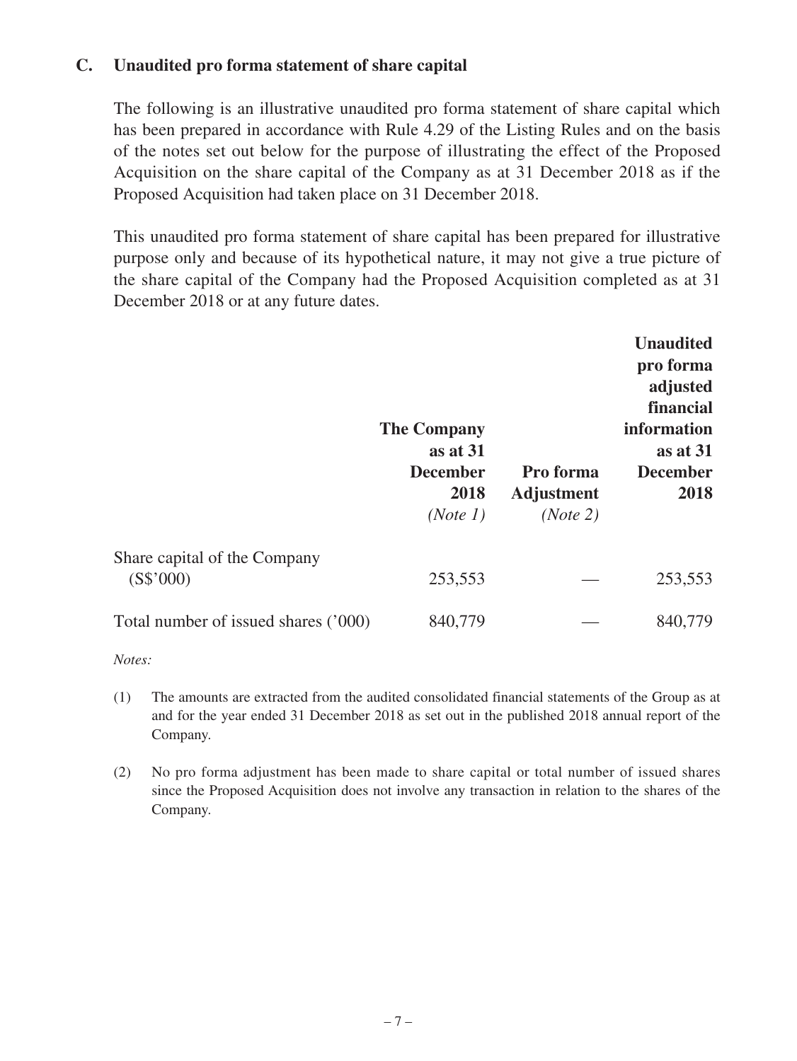### C. Unaudited pro forma statement of share capital

The following is an illustrative unaudited pro forma statement of share capital which has been prepared in accordance with Rule 4.29 of the Listing Rules and on the basis of the notes set out below for the purpose of illustrating the effect of the Proposed Acquisition on the share capital of the Company as at 31 December 2018 as if the Proposed Acquisition had taken place on 31 December 2018.

This unaudited pro forma statement of share capital has been prepared for illustrative purpose only and because of its hypothetical nature, it may not give a true picture of the share capital of the Company had the Proposed Acquisition completed as at 31 December 2018 or at any future dates.

| | **The Company as at 31 December 2018** *(Note 1)* | **Pro forma Adjustment** *(Note 2)* | **Unaudited pro forma adjusted financial information as at 31 December 2018** |
|---|---|---|---|
| Share capital of the Company (S$'000) | 253,553 | — | 253,553 |
| Total number of issued shares ('000) | 840,779 | — | 840,779 |

*Notes:*

(1) The amounts are extracted from the audited consolidated financial statements of the Group as at and for the year ended 31 December 2018 as set out in the published 2018 annual report of the Company.

(2) No pro forma adjustment has been made to share capital or total number of issued shares since the Proposed Acquisition does not involve any transaction in relation to the shares of the Company.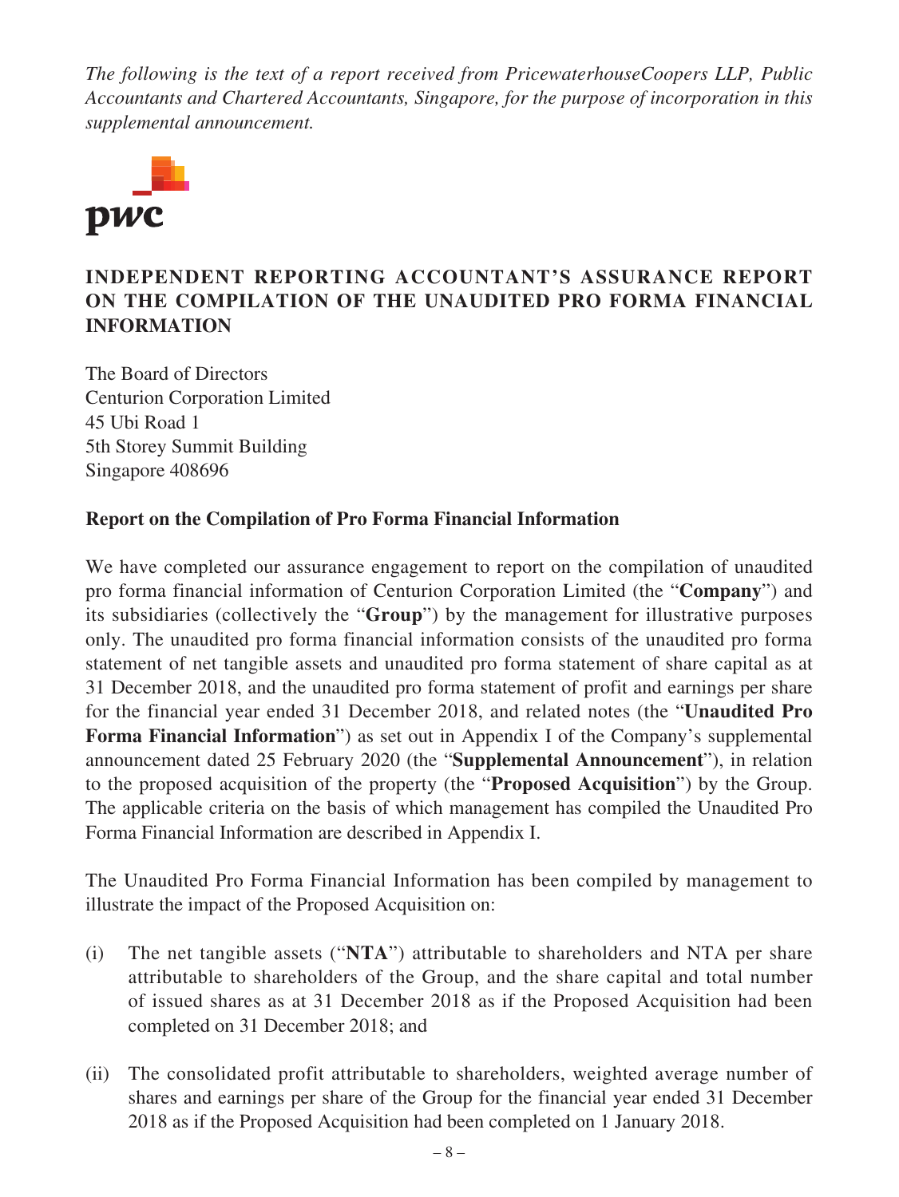*The following is the text of a report received from PricewaterhouseCoopers LLP, Public Accountants and Chartered Accountants, Singapore, for the purpose of incorporation in this supplemental announcement.*

pwc

## INDEPENDENT REPORTING ACCOUNTANT'S ASSURANCE REPORT ON THE COMPILATION OF THE UNAUDITED PRO FORMA FINANCIAL INFORMATION

The Board of Directors
Centurion Corporation Limited
45 Ubi Road 1
5th Storey Summit Building
Singapore 408696

**Report on the Compilation of Pro Forma Financial Information**

We have completed our assurance engagement to report on the compilation of unaudited pro forma financial information of Centurion Corporation Limited (the "**Company**") and its subsidiaries (collectively the "**Group**") by the management for illustrative purposes only. The unaudited pro forma financial information consists of the unaudited pro forma statement of net tangible assets and unaudited pro forma statement of share capital as at 31 December 2018, and the unaudited pro forma statement of profit and earnings per share for the financial year ended 31 December 2018, and related notes (the "**Unaudited Pro Forma Financial Information**") as set out in Appendix I of the Company's supplemental announcement dated 25 February 2020 (the "**Supplemental Announcement**"), in relation to the proposed acquisition of the property (the "**Proposed Acquisition**") by the Group. The applicable criteria on the basis of which management has compiled the Unaudited Pro Forma Financial Information are described in Appendix I.

The Unaudited Pro Forma Financial Information has been compiled by management to illustrate the impact of the Proposed Acquisition on:

(i) The net tangible assets ("**NTA**") attributable to shareholders and NTA per share attributable to shareholders of the Group, and the share capital and total number of issued shares as at 31 December 2018 as if the Proposed Acquisition had been completed on 31 December 2018; and

(ii) The consolidated profit attributable to shareholders, weighted average number of shares and earnings per share of the Group for the financial year ended 31 December 2018 as if the Proposed Acquisition had been completed on 1 January 2018.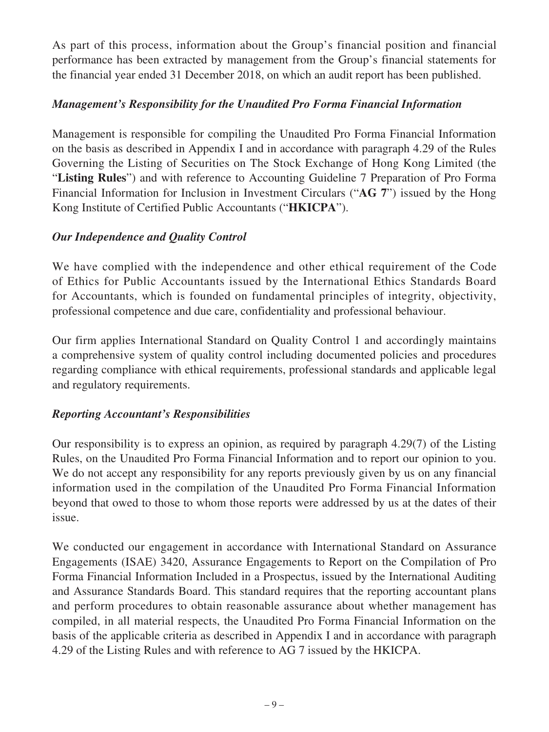As part of this process, information about the Group's financial position and financial performance has been extracted by management from the Group's financial statements for the financial year ended 31 December 2018, on which an audit report has been published.

### *Management's Responsibility for the Unaudited Pro Forma Financial Information*

Management is responsible for compiling the Unaudited Pro Forma Financial Information on the basis as described in Appendix I and in accordance with paragraph 4.29 of the Rules Governing the Listing of Securities on The Stock Exchange of Hong Kong Limited (the "**Listing Rules**") and with reference to Accounting Guideline 7 Preparation of Pro Forma Financial Information for Inclusion in Investment Circulars ("**AG 7**") issued by the Hong Kong Institute of Certified Public Accountants ("**HKICPA**").

### *Our Independence and Quality Control*

We have complied with the independence and other ethical requirement of the Code of Ethics for Public Accountants issued by the International Ethics Standards Board for Accountants, which is founded on fundamental principles of integrity, objectivity, professional competence and due care, confidentiality and professional behaviour.

Our firm applies International Standard on Quality Control 1 and accordingly maintains a comprehensive system of quality control including documented policies and procedures regarding compliance with ethical requirements, professional standards and applicable legal and regulatory requirements.

### *Reporting Accountant's Responsibilities*

Our responsibility is to express an opinion, as required by paragraph 4.29(7) of the Listing Rules, on the Unaudited Pro Forma Financial Information and to report our opinion to you. We do not accept any responsibility for any reports previously given by us on any financial information used in the compilation of the Unaudited Pro Forma Financial Information beyond that owed to those to whom those reports were addressed by us at the dates of their issue.

We conducted our engagement in accordance with International Standard on Assurance Engagements (ISAE) 3420, Assurance Engagements to Report on the Compilation of Pro Forma Financial Information Included in a Prospectus, issued by the International Auditing and Assurance Standards Board. This standard requires that the reporting accountant plans and perform procedures to obtain reasonable assurance about whether management has compiled, in all material respects, the Unaudited Pro Forma Financial Information on the basis of the applicable criteria as described in Appendix I and in accordance with paragraph 4.29 of the Listing Rules and with reference to AG 7 issued by the HKICPA.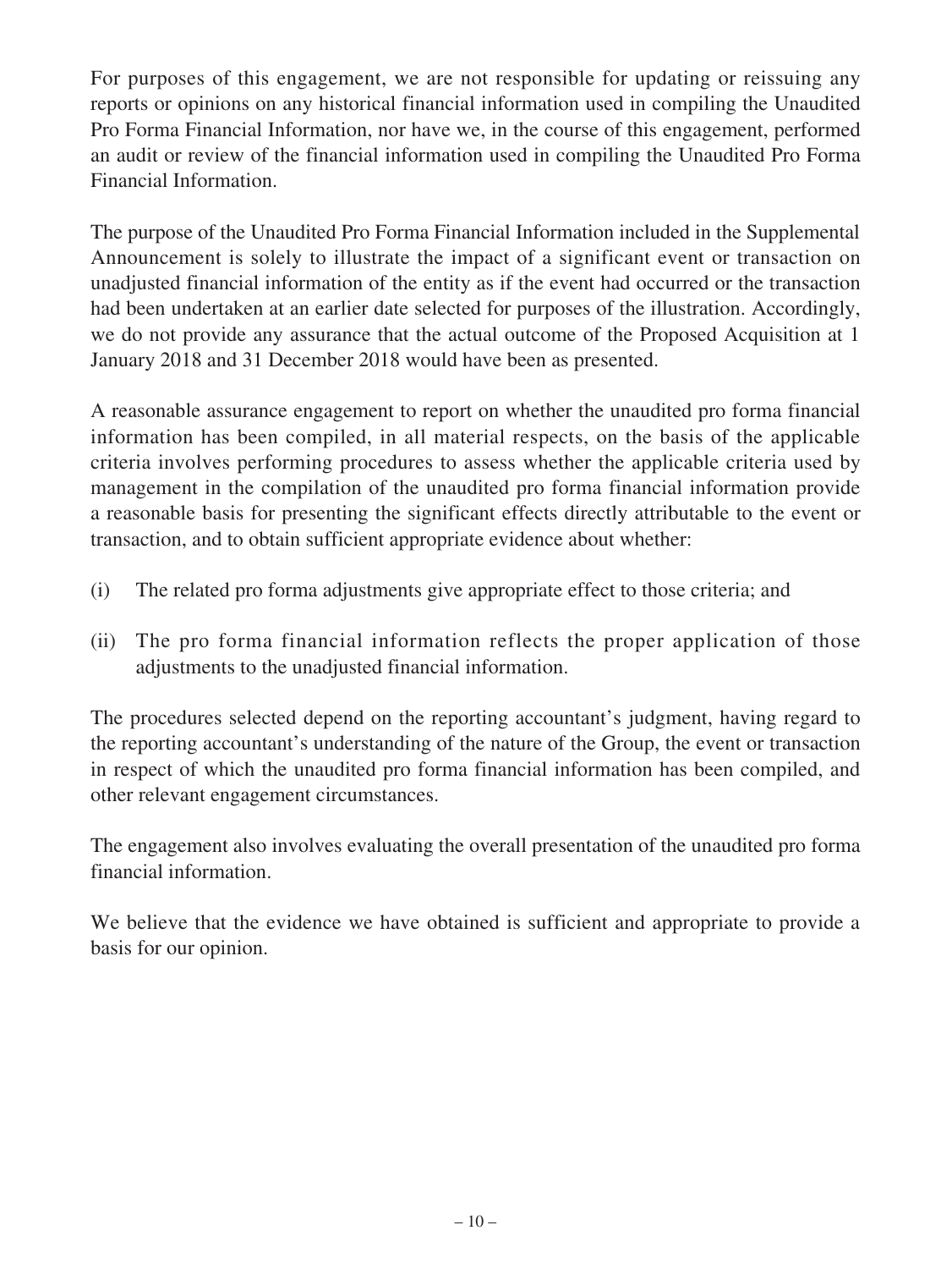For purposes of this engagement, we are not responsible for updating or reissuing any reports or opinions on any historical financial information used in compiling the Unaudited Pro Forma Financial Information, nor have we, in the course of this engagement, performed an audit or review of the financial information used in compiling the Unaudited Pro Forma Financial Information.

The purpose of the Unaudited Pro Forma Financial Information included in the Supplemental Announcement is solely to illustrate the impact of a significant event or transaction on unadjusted financial information of the entity as if the event had occurred or the transaction had been undertaken at an earlier date selected for purposes of the illustration. Accordingly, we do not provide any assurance that the actual outcome of the Proposed Acquisition at 1 January 2018 and 31 December 2018 would have been as presented.

A reasonable assurance engagement to report on whether the unaudited pro forma financial information has been compiled, in all material respects, on the basis of the applicable criteria involves performing procedures to assess whether the applicable criteria used by management in the compilation of the unaudited pro forma financial information provide a reasonable basis for presenting the significant effects directly attributable to the event or transaction, and to obtain sufficient appropriate evidence about whether:

(i) The related pro forma adjustments give appropriate effect to those criteria; and

(ii) The pro forma financial information reflects the proper application of those adjustments to the unadjusted financial information.

The procedures selected depend on the reporting accountant's judgment, having regard to the reporting accountant's understanding of the nature of the Group, the event or transaction in respect of which the unaudited pro forma financial information has been compiled, and other relevant engagement circumstances.

The engagement also involves evaluating the overall presentation of the unaudited pro forma financial information.

We believe that the evidence we have obtained is sufficient and appropriate to provide a basis for our opinion.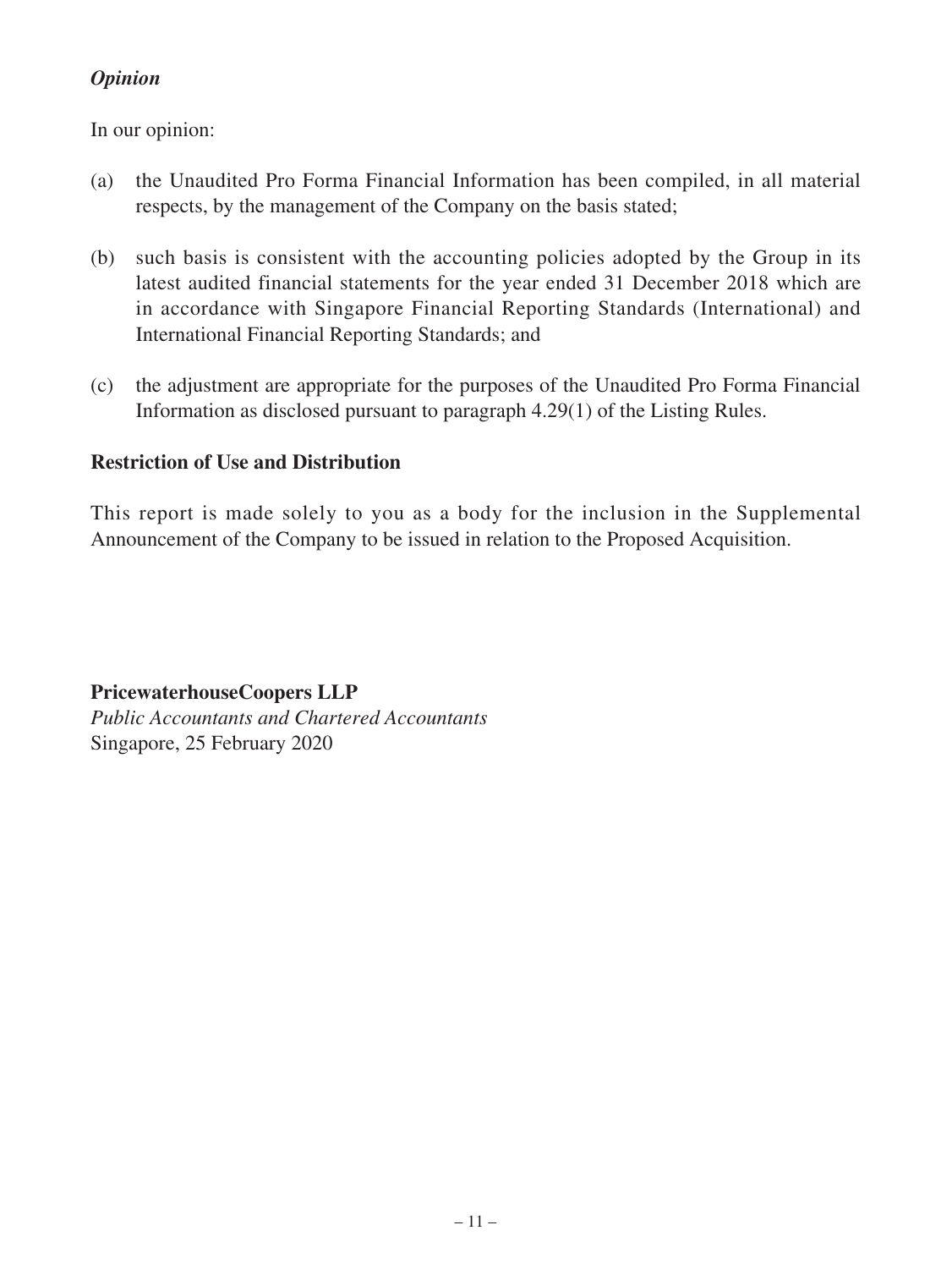***Opinion***

In our opinion:

(a) the Unaudited Pro Forma Financial Information has been compiled, in all material respects, by the management of the Company on the basis stated;

(b) such basis is consistent with the accounting policies adopted by the Group in its latest audited financial statements for the year ended 31 December 2018 which are in accordance with Singapore Financial Reporting Standards (International) and International Financial Reporting Standards; and

(c) the adjustment are appropriate for the purposes of the Unaudited Pro Forma Financial Information as disclosed pursuant to paragraph 4.29(1) of the Listing Rules.

**Restriction of Use and Distribution**

This report is made solely to you as a body for the inclusion in the Supplemental Announcement of the Company to be issued in relation to the Proposed Acquisition.

**PricewaterhouseCoopers LLP**
*Public Accountants and Chartered Accountants*
Singapore, 25 February 2020